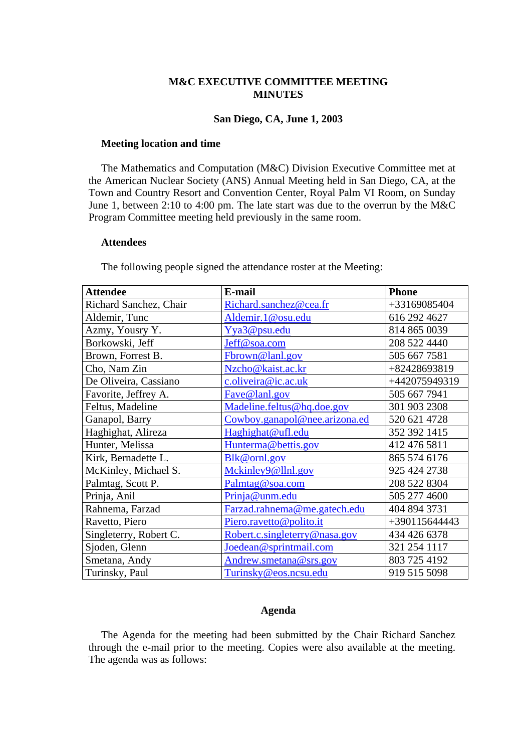# M&C EXECUTIVE COMMITTEE MEETING MINUTES

## San Diego, CA, June 1, 2003

### Meeting location and time

The Mathematics and Computation (M&C) Division Executive Committee met at the American Nuclear Society (ANS) Annual Meeting held in San Diego, CA, at the Town and Country Resort and Convention Center, Royal Palm VI Room, on Sunday June 1, between 2:10 to 4:00 pm. The late start was due to the overrun by the M&C Program Committee meeting held previously in the same room.

### Attendees

The following people signed the attendance roster at the Meeting:

| Attendee | E-mail | Phone |
|---|---|---|
| Richard Sanchez, Chair | Richard.sanchez@cea.fr | +33169085404 |
| Aldemir, Tunc | Aldemir.1@osu.edu | 616 292 4627 |
| Azmy, Yousry Y. | Yya3@psu.edu | 814 865 0039 |
| Borkowski, Jeff | Jeff@soa.com | 208 522 4440 |
| Brown, Forrest B. | Fbrown@lanl.gov | 505 667 7581 |
| Cho, Nam Zin | Nzcho@kaist.ac.kr | +82428693819 |
| De Oliveira, Cassiano | c.oliveira@ic.ac.uk | +442075949319 |
| Favorite, Jeffrey A. | Fave@lanl.gov | 505 667 7941 |
| Feltus, Madeline | Madeline.feltus@hq.doe.gov | 301 903 2308 |
| Ganapol, Barry | Cowboy.ganapol@nee.arizona.ed | 520 621 4728 |
| Haghighat, Alireza | Haghighat@ufl.edu | 352 392 1415 |
| Hunter, Melissa | Hunterma@bettis.gov | 412 476 5811 |
| Kirk, Bernadette L. | Blk@ornl.gov | 865 574 6176 |
| McKinley, Michael S. | Mckinley9@llnl.gov | 925 424 2738 |
| Palmtag, Scott P. | Palmtag@soa.com | 208 522 8304 |
| Prinja, Anil | Prinja@unm.edu | 505 277 4600 |
| Rahnema, Farzad | Farzad.rahnema@me.gatech.edu | 404 894 3731 |
| Ravetto, Piero | Piero.ravetto@polito.it | +390115644443 |
| Singleterry, Robert C. | Robert.c.singleterry@nasa.gov | 434 426 6378 |
| Sjoden, Glenn | Joedean@sprintmail.com | 321 254 1117 |
| Smetana, Andy | Andrew.smetana@srs.gov | 803 725 4192 |
| Turinsky, Paul | Turinsky@eos.ncsu.edu | 919 515 5098 |

### Agenda

The Agenda for the meeting had been submitted by the Chair Richard Sanchez through the e-mail prior to the meeting. Copies were also available at the meeting. The agenda was as follows: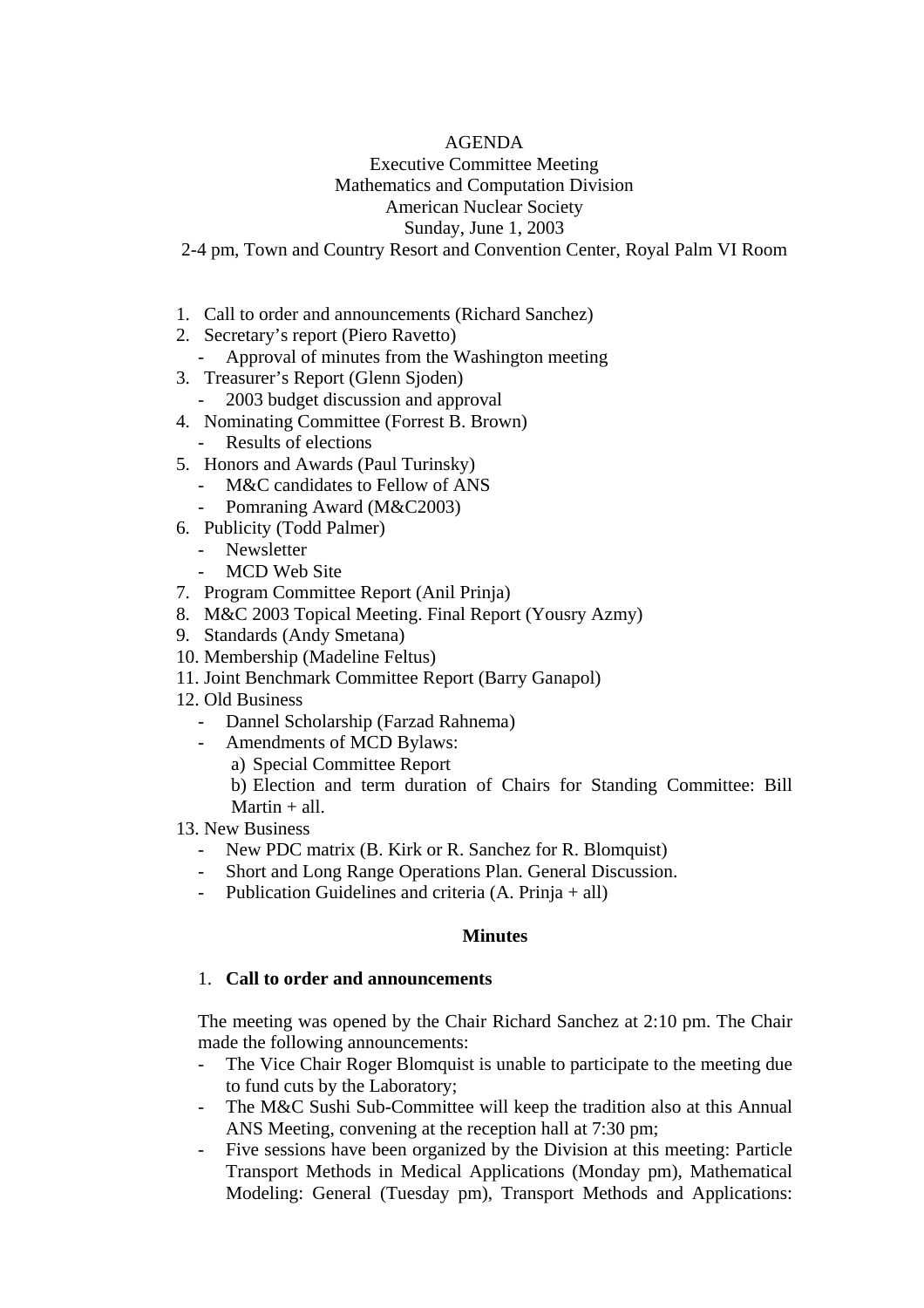AGENDA
Executive Committee Meeting
Mathematics and Computation Division
American Nuclear Society
Sunday, June 1, 2003
2-4 pm, Town and Country Resort and Convention Center, Royal Palm VI Room

1. Call to order and announcements (Richard Sanchez)
2. Secretary's report (Piero Ravetto)
   - Approval of minutes from the Washington meeting
3. Treasurer's Report (Glenn Sjoden)
   - 2003 budget discussion and approval
4. Nominating Committee (Forrest B. Brown)
   - Results of elections
5. Honors and Awards (Paul Turinsky)
   - M&C candidates to Fellow of ANS
   - Pomraning Award (M&C2003)
6. Publicity (Todd Palmer)
   - Newsletter
   - MCD Web Site
7. Program Committee Report (Anil Prinja)
8. M&C 2003 Topical Meeting. Final Report (Yousry Azmy)
9. Standards (Andy Smetana)
10. Membership (Madeline Feltus)
11. Joint Benchmark Committee Report (Barry Ganapol)
12. Old Business
    - Dannel Scholarship (Farzad Rahnema)
    - Amendments of MCD Bylaws:
      a) Special Committee Report
      b) Election and term duration of Chairs for Standing Committee: Bill Martin + all.
13. New Business
    - New PDC matrix (B. Kirk or R. Sanchez for R. Blomquist)
    - Short and Long Range Operations Plan. General Discussion.
    - Publication Guidelines and criteria (A. Prinja + all)

## Minutes

1. **Call to order and announcements**

The meeting was opened by the Chair Richard Sanchez at 2:10 pm. The Chair made the following announcements:

- The Vice Chair Roger Blomquist is unable to participate to the meeting due to fund cuts by the Laboratory;
- The M&C Sushi Sub-Committee will keep the tradition also at this Annual ANS Meeting, convening at the reception hall at 7:30 pm;
- Five sessions have been organized by the Division at this meeting: Particle Transport Methods in Medical Applications (Monday pm), Mathematical Modeling: General (Tuesday pm), Transport Methods and Applications: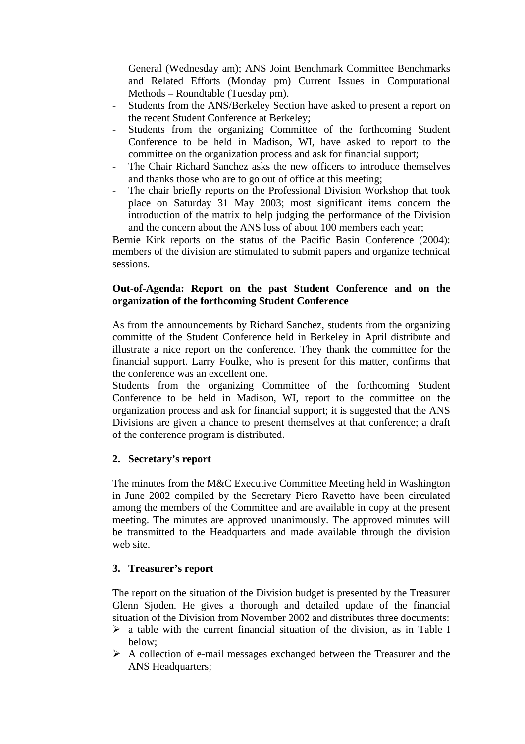General (Wednesday am); ANS Joint Benchmark Committee Benchmarks and Related Efforts (Monday pm) Current Issues in Computational Methods – Roundtable (Tuesday pm).

- Students from the ANS/Berkeley Section have asked to present a report on the recent Student Conference at Berkeley;
- Students from the organizing Committee of the forthcoming Student Conference to be held in Madison, WI, have asked to report to the committee on the organization process and ask for financial support;
- The Chair Richard Sanchez asks the new officers to introduce themselves and thanks those who are to go out of office at this meeting;
- The chair briefly reports on the Professional Division Workshop that took place on Saturday 31 May 2003; most significant items concern the introduction of the matrix to help judging the performance of the Division and the concern about the ANS loss of about 100 members each year;

Bernie Kirk reports on the status of the Pacific Basin Conference (2004): members of the division are stimulated to submit papers and organize technical sessions.

**Out-of-Agenda: Report on the past Student Conference and on the organization of the forthcoming Student Conference**

As from the announcements by Richard Sanchez, students from the organizing committe of the Student Conference held in Berkeley in April distribute and illustrate a nice report on the conference. They thank the committee for the financial support. Larry Foulke, who is present for this matter, confirms that the conference was an excellent one.

Students from the organizing Committee of the forthcoming Student Conference to be held in Madison, WI, report to the committee on the organization process and ask for financial support; it is suggested that the ANS Divisions are given a chance to present themselves at that conference; a draft of the conference program is distributed.

**2. Secretary's report**

The minutes from the M&C Executive Committee Meeting held in Washington in June 2002 compiled by the Secretary Piero Ravetto have been circulated among the members of the Committee and are available in copy at the present meeting. The minutes are approved unanimously. The approved minutes will be transmitted to the Headquarters and made available through the division web site.

**3. Treasurer's report**

The report on the situation of the Division budget is presented by the Treasurer Glenn Sjoden. He gives a thorough and detailed update of the financial situation of the Division from November 2002 and distributes three documents:

- a table with the current financial situation of the division, as in Table I below;
- A collection of e-mail messages exchanged between the Treasurer and the ANS Headquarters;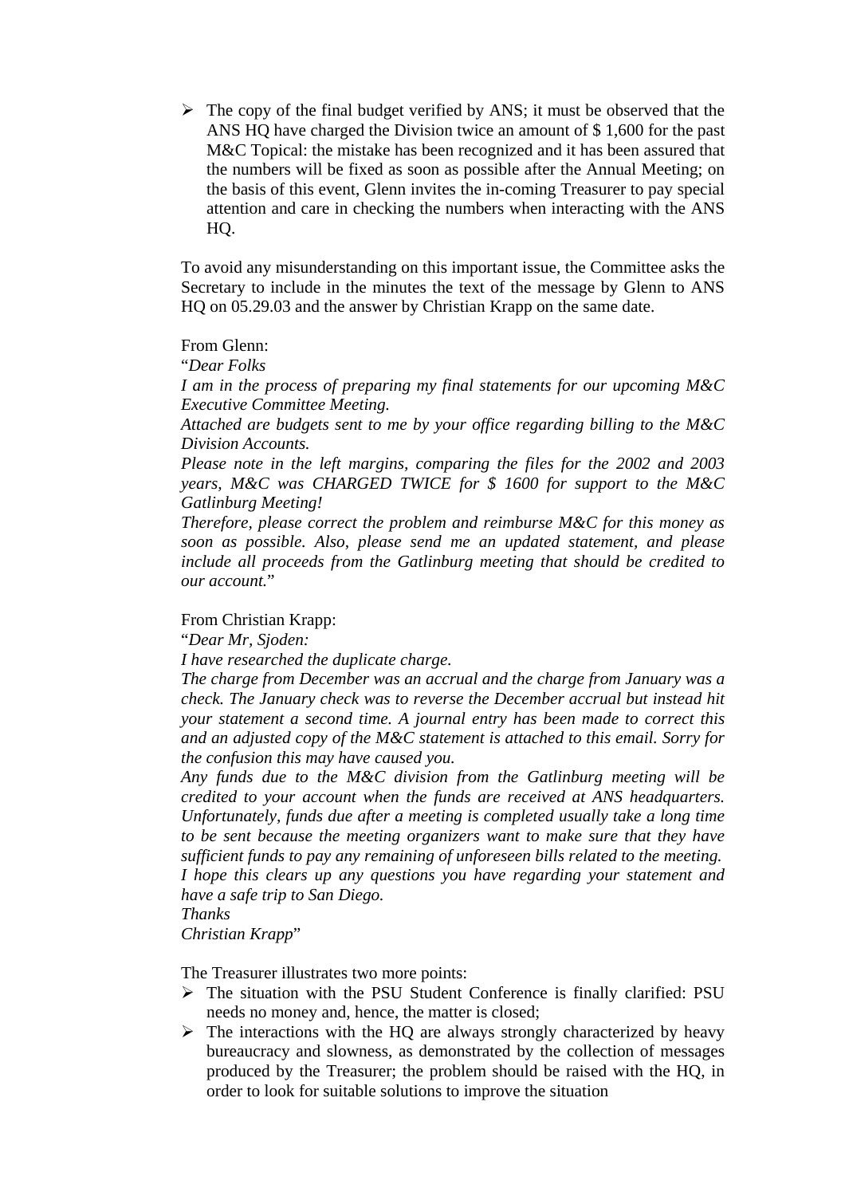- The copy of the final budget verified by ANS; it must be observed that the ANS HQ have charged the Division twice an amount of $ 1,600 for the past M&C Topical: the mistake has been recognized and it has been assured that the numbers will be fixed as soon as possible after the Annual Meeting; on the basis of this event, Glenn invites the in-coming Treasurer to pay special attention and care in checking the numbers when interacting with the ANS HQ.

To avoid any misunderstanding on this important issue, the Committee asks the Secretary to include in the minutes the text of the message by Glenn to ANS HQ on 05.29.03 and the answer by Christian Krapp on the same date.

From Glenn:
"*Dear Folks*
*I am in the process of preparing my final statements for our upcoming M&C Executive Committee Meeting.*
*Attached are budgets sent to me by your office regarding billing to the M&C Division Accounts.*
*Please note in the left margins, comparing the files for the 2002 and 2003 years, M&C was CHARGED TWICE for $ 1600 for support to the M&C Gatlinburg Meeting!*
*Therefore, please correct the problem and reimburse M&C for this money as soon as possible. Also, please send me an updated statement, and please include all proceeds from the Gatlinburg meeting that should be credited to our account.*"

From Christian Krapp:
"*Dear Mr, Sjoden:*
*I have researched the duplicate charge.*
*The charge from December was an accrual and the charge from January was a check. The January check was to reverse the December accrual but instead hit your statement a second time. A journal entry has been made to correct this and an adjusted copy of the M&C statement is attached to this email. Sorry for the confusion this may have caused you.*
*Any funds due to the M&C division from the Gatlinburg meeting will be credited to your account when the funds are received at ANS headquarters. Unfortunately, funds due after a meeting is completed usually take a long time to be sent because the meeting organizers want to make sure that they have sufficient funds to pay any remaining of unforeseen bills related to the meeting.*
*I hope this clears up any questions you have regarding your statement and have a safe trip to San Diego.*
*Thanks*
*Christian Krapp*"

The Treasurer illustrates two more points:

- The situation with the PSU Student Conference is finally clarified: PSU needs no money and, hence, the matter is closed;
- The interactions with the HQ are always strongly characterized by heavy bureaucracy and slowness, as demonstrated by the collection of messages produced by the Treasurer; the problem should be raised with the HQ, in order to look for suitable solutions to improve the situation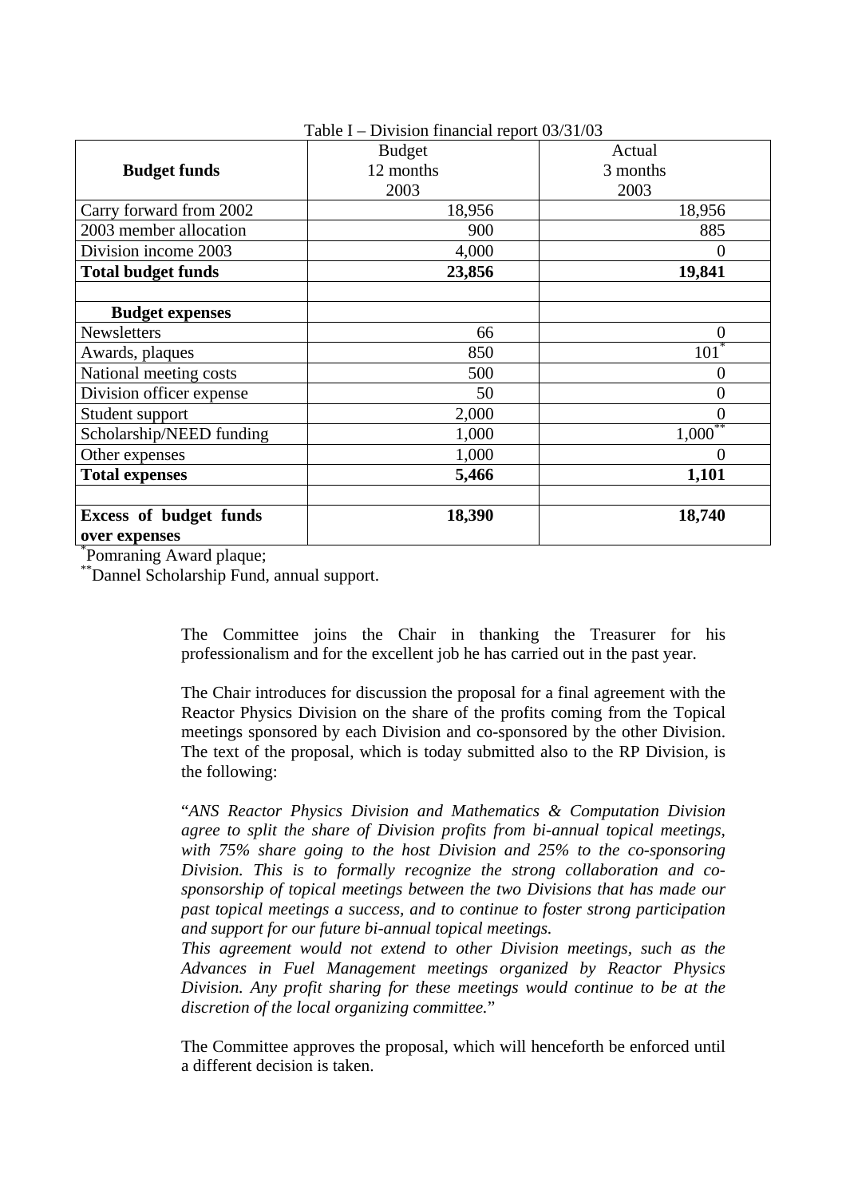Table I – Division financial report 03/31/03

| **Budget funds** | Budget 12 months 2003 | Actual 3 months 2003 |
|---|---|---|
| Carry forward from 2002 | 18,956 | 18,956 |
| 2003 member allocation | 900 | 885 |
| Division income 2003 | 4,000 | 0 |
| **Total budget funds** | **23,856** | **19,841** |
| | | |
| **Budget expenses** | | |
| Newsletters | 66 | 0 |
| Awards, plaques | 850 | 101* |
| National meeting costs | 500 | 0 |
| Division officer expense | 50 | 0 |
| Student support | 2,000 | 0 |
| Scholarship/NEED funding | 1,000 | 1,000** |
| Other expenses | 1,000 | 0 |
| **Total expenses** | **5,466** | **1,101** |
| | | |
| **Excess of budget funds over expenses** | **18,390** | **18,740** |

*Pomraning Award plaque;
**Dannel Scholarship Fund, annual support.

The Committee joins the Chair in thanking the Treasurer for his professionalism and for the excellent job he has carried out in the past year.

The Chair introduces for discussion the proposal for a final agreement with the Reactor Physics Division on the share of the profits coming from the Topical meetings sponsored by each Division and co-sponsored by the other Division. The text of the proposal, which is today submitted also to the RP Division, is the following:

"*ANS Reactor Physics Division and Mathematics & Computation Division agree to split the share of Division profits from bi-annual topical meetings, with 75% share going to the host Division and 25% to the co-sponsoring Division. This is to formally recognize the strong collaboration and co-sponsorship of topical meetings between the two Divisions that has made our past topical meetings a success, and to continue to foster strong participation and support for our future bi-annual topical meetings.*
*This agreement would not extend to other Division meetings, such as the Advances in Fuel Management meetings organized by Reactor Physics Division. Any profit sharing for these meetings would continue to be at the discretion of the local organizing committee.*"

The Committee approves the proposal, which will henceforth be enforced until a different decision is taken.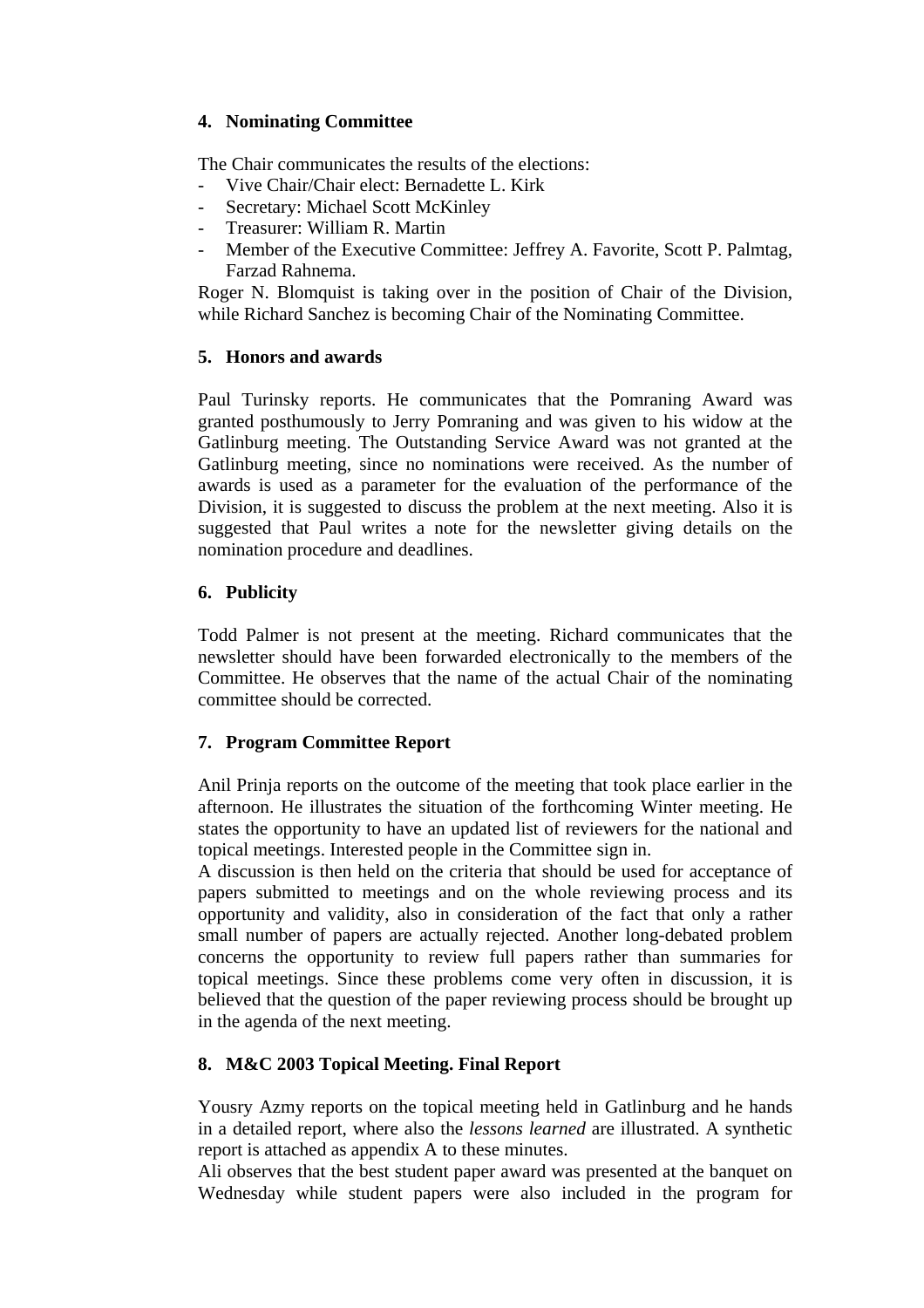## 4. Nominating Committee

The Chair communicates the results of the elections:

- Vive Chair/Chair elect: Bernadette L. Kirk
- Secretary: Michael Scott McKinley
- Treasurer: William R. Martin
- Member of the Executive Committee: Jeffrey A. Favorite, Scott P. Palmtag, Farzad Rahnema.

Roger N. Blomquist is taking over in the position of Chair of the Division, while Richard Sanchez is becoming Chair of the Nominating Committee.

## 5. Honors and awards

Paul Turinsky reports. He communicates that the Pomraning Award was granted posthumously to Jerry Pomraning and was given to his widow at the Gatlinburg meeting. The Outstanding Service Award was not granted at the Gatlinburg meeting, since no nominations were received. As the number of awards is used as a parameter for the evaluation of the performance of the Division, it is suggested to discuss the problem at the next meeting. Also it is suggested that Paul writes a note for the newsletter giving details on the nomination procedure and deadlines.

## 6. Publicity

Todd Palmer is not present at the meeting. Richard communicates that the newsletter should have been forwarded electronically to the members of the Committee. He observes that the name of the actual Chair of the nominating committee should be corrected.

## 7. Program Committee Report

Anil Prinja reports on the outcome of the meeting that took place earlier in the afternoon. He illustrates the situation of the forthcoming Winter meeting. He states the opportunity to have an updated list of reviewers for the national and topical meetings. Interested people in the Committee sign in.

A discussion is then held on the criteria that should be used for acceptance of papers submitted to meetings and on the whole reviewing process and its opportunity and validity, also in consideration of the fact that only a rather small number of papers are actually rejected. Another long-debated problem concerns the opportunity to review full papers rather than summaries for topical meetings. Since these problems come very often in discussion, it is believed that the question of the paper reviewing process should be brought up in the agenda of the next meeting.

## 8. M&C 2003 Topical Meeting. Final Report

Yousry Azmy reports on the topical meeting held in Gatlinburg and he hands in a detailed report, where also the *lessons learned* are illustrated. A synthetic report is attached as appendix A to these minutes.

Ali observes that the best student paper award was presented at the banquet on Wednesday while student papers were also included in the program for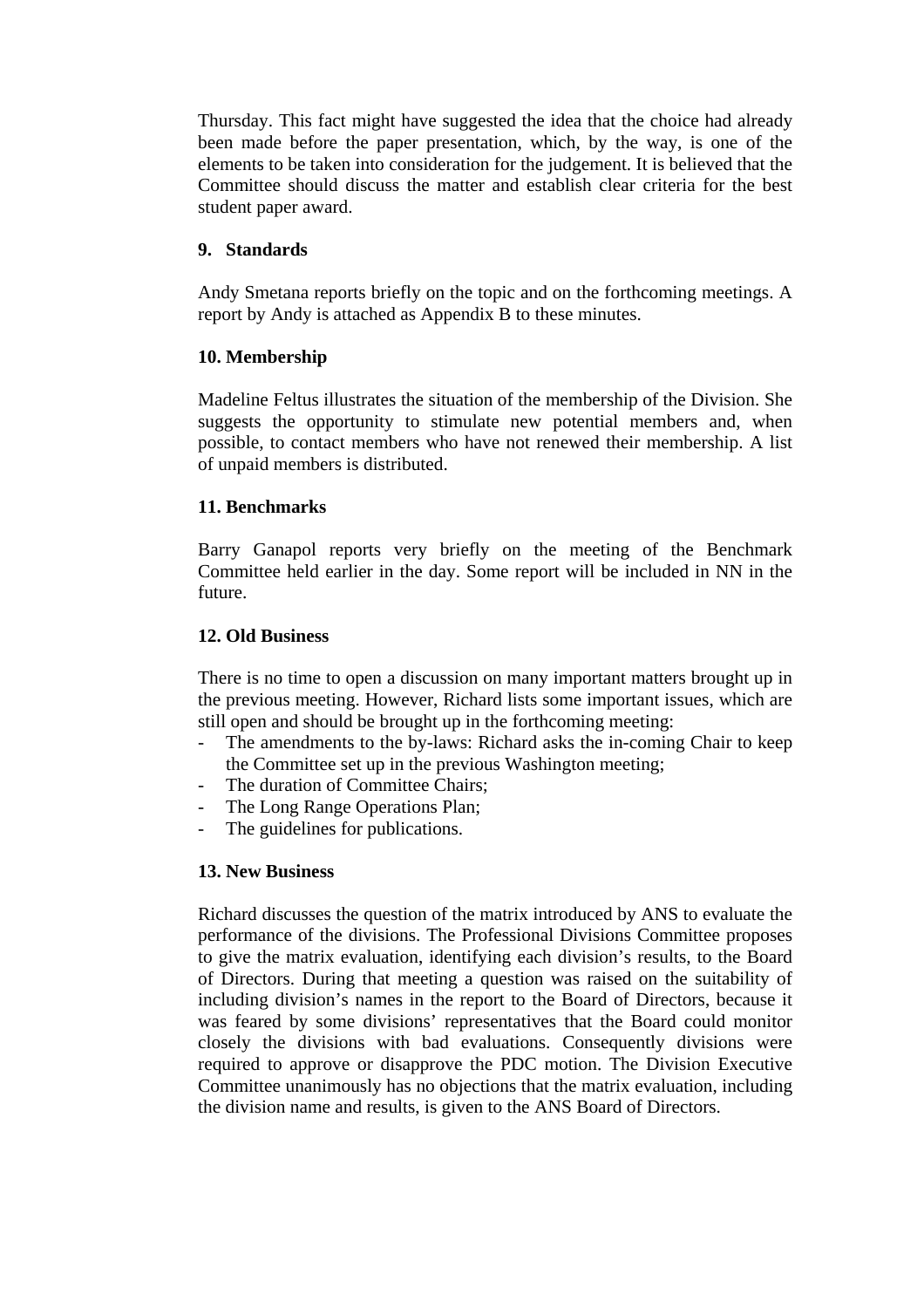Thursday. This fact might have suggested the idea that the choice had already been made before the paper presentation, which, by the way, is one of the elements to be taken into consideration for the judgement. It is believed that the Committee should discuss the matter and establish clear criteria for the best student paper award.

**9. Standards**

Andy Smetana reports briefly on the topic and on the forthcoming meetings. A report by Andy is attached as Appendix B to these minutes.

**10. Membership**

Madeline Feltus illustrates the situation of the membership of the Division. She suggests the opportunity to stimulate new potential members and, when possible, to contact members who have not renewed their membership. A list of unpaid members is distributed.

**11. Benchmarks**

Barry Ganapol reports very briefly on the meeting of the Benchmark Committee held earlier in the day. Some report will be included in NN in the future.

**12. Old Business**

There is no time to open a discussion on many important matters brought up in the previous meeting. However, Richard lists some important issues, which are still open and should be brought up in the forthcoming meeting:

- The amendments to the by-laws: Richard asks the in-coming Chair to keep the Committee set up in the previous Washington meeting;
- The duration of Committee Chairs;
- The Long Range Operations Plan;
- The guidelines for publications.

**13. New Business**

Richard discusses the question of the matrix introduced by ANS to evaluate the performance of the divisions. The Professional Divisions Committee proposes to give the matrix evaluation, identifying each division's results, to the Board of Directors. During that meeting a question was raised on the suitability of including division's names in the report to the Board of Directors, because it was feared by some divisions' representatives that the Board could monitor closely the divisions with bad evaluations. Consequently divisions were required to approve or disapprove the PDC motion. The Division Executive Committee unanimously has no objections that the matrix evaluation, including the division name and results, is given to the ANS Board of Directors.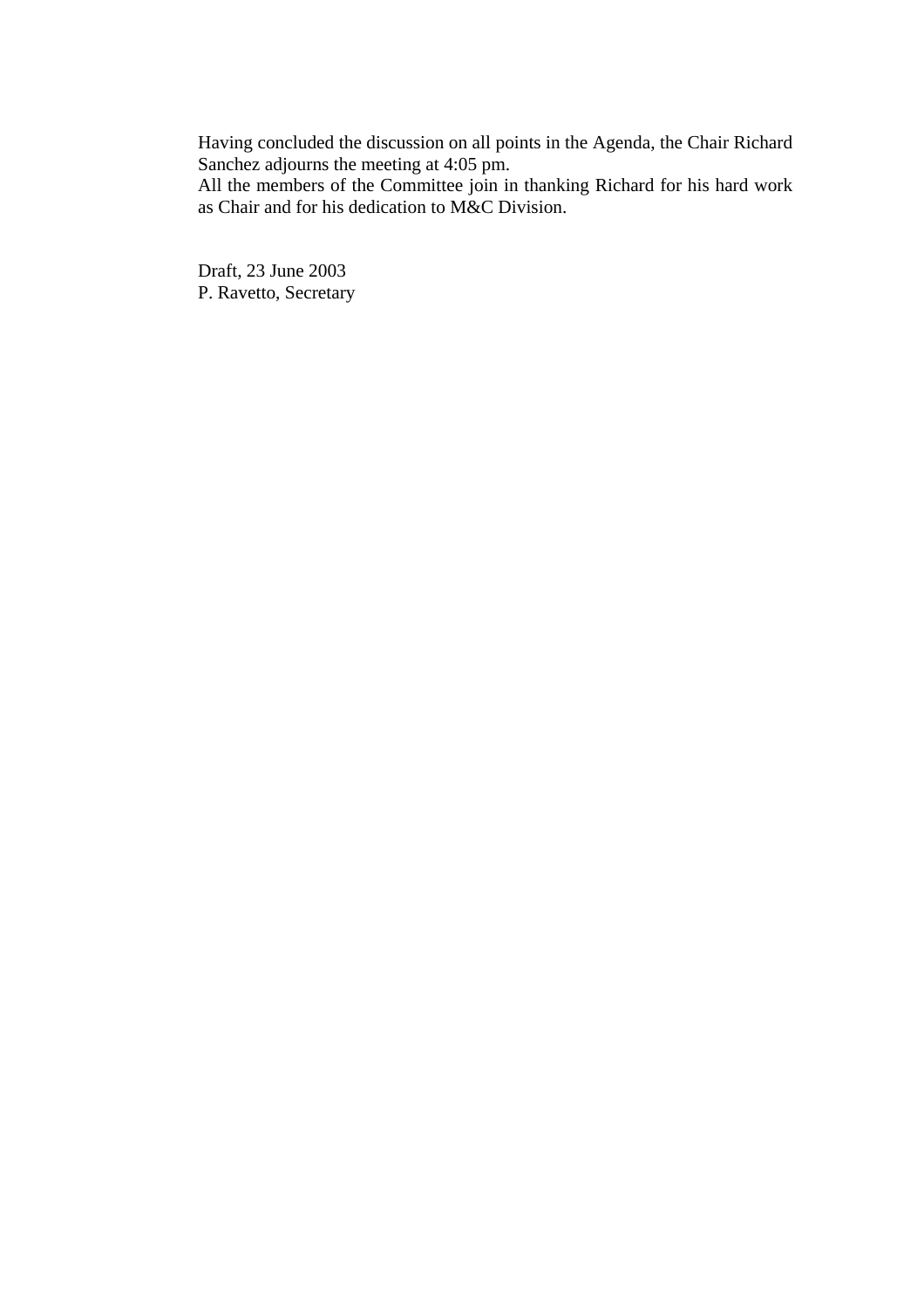Having concluded the discussion on all points in the Agenda, the Chair Richard Sanchez adjourns the meeting at 4:05 pm.
All the members of the Committee join in thanking Richard for his hard work as Chair and for his dedication to M&C Division.

Draft, 23 June 2003
P. Ravetto, Secretary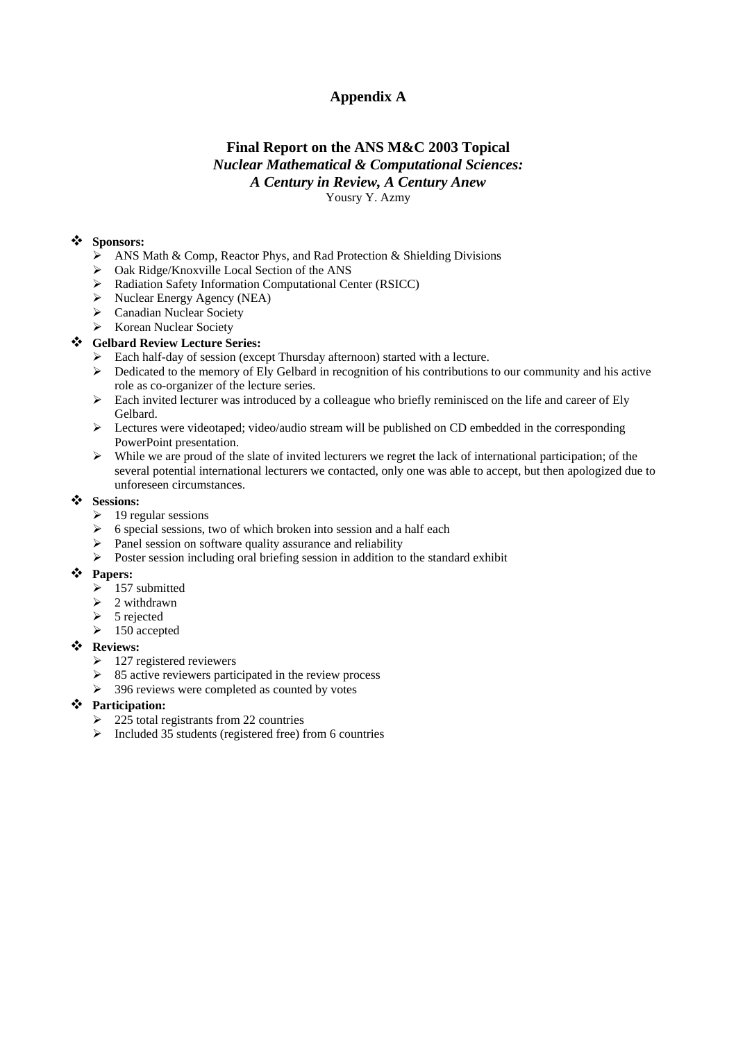# Appendix A

## Final Report on the ANS M&C 2003 Topical
### *Nuclear Mathematical & Computational Sciences: A Century in Review, A Century Anew*

Yousry Y. Azmy

- **Sponsors:**
  - ANS Math & Comp, Reactor Phys, and Rad Protection & Shielding Divisions
  - Oak Ridge/Knoxville Local Section of the ANS
  - Radiation Safety Information Computational Center (RSICC)
  - Nuclear Energy Agency (NEA)
  - Canadian Nuclear Society
  - Korean Nuclear Society
- **Gelbard Review Lecture Series:**
  - Each half-day of session (except Thursday afternoon) started with a lecture.
  - Dedicated to the memory of Ely Gelbard in recognition of his contributions to our community and his active role as co-organizer of the lecture series.
  - Each invited lecturer was introduced by a colleague who briefly reminisced on the life and career of Ely Gelbard.
  - Lectures were videotaped; video/audio stream will be published on CD embedded in the corresponding PowerPoint presentation.
  - While we are proud of the slate of invited lecturers we regret the lack of international participation; of the several potential international lecturers we contacted, only one was able to accept, but then apologized due to unforeseen circumstances.
- **Sessions:**
  - 19 regular sessions
  - 6 special sessions, two of which broken into session and a half each
  - Panel session on software quality assurance and reliability
  - Poster session including oral briefing session in addition to the standard exhibit
- **Papers:**
  - 157 submitted
  - 2 withdrawn
  - 5 rejected
  - 150 accepted
- **Reviews:**
  - 127 registered reviewers
  - 85 active reviewers participated in the review process
  - 396 reviews were completed as counted by votes
- **Participation:**
  - 225 total registrants from 22 countries
  - Included 35 students (registered free) from 6 countries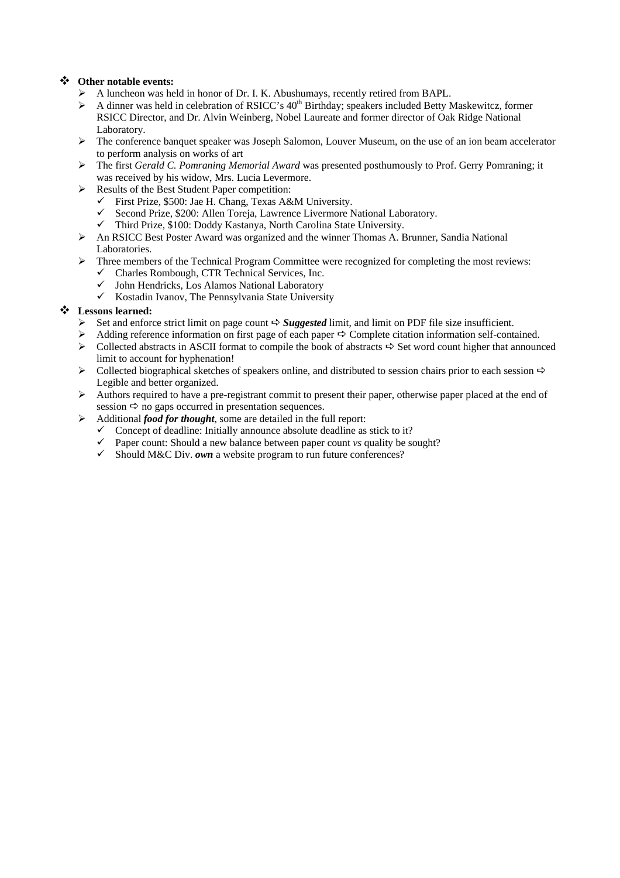- **Other notable events:**
  - A luncheon was held in honor of Dr. I. K. Abushumays, recently retired from BAPL.
  - A dinner was held in celebration of RSICC's 40th Birthday; speakers included Betty Maskewitcz, former RSICC Director, and Dr. Alvin Weinberg, Nobel Laureate and former director of Oak Ridge National Laboratory.
  - The conference banquet speaker was Joseph Salomon, Louver Museum, on the use of an ion beam accelerator to perform analysis on works of art
  - The first *Gerald C. Pomraning Memorial Award* was presented posthumously to Prof. Gerry Pomraning; it was received by his widow, Mrs. Lucia Levermore.
  - Results of the Best Student Paper competition:
    - ✓ First Prize, \$500: Jae H. Chang, Texas A&M University.
    - ✓ Second Prize, \$200: Allen Toreja, Lawrence Livermore National Laboratory.
    - ✓ Third Prize, \$100: Doddy Kastanya, North Carolina State University.
  - An RSICC Best Poster Award was organized and the winner Thomas A. Brunner, Sandia National Laboratories.
  - Three members of the Technical Program Committee were recognized for completing the most reviews:
    - ✓ Charles Rombough, CTR Technical Services, Inc.
    - ✓ John Hendricks, Los Alamos National Laboratory
    - ✓ Kostadin Ivanov, The Pennsylvania State University
- **Lessons learned:**
  - Set and enforce strict limit on page count ⇨ ***Suggested*** limit, and limit on PDF file size insufficient.
  - Adding reference information on first page of each paper ⇨ Complete citation information self-contained.
  - Collected abstracts in ASCII format to compile the book of abstracts ⇨ Set word count higher that announced limit to account for hyphenation!
  - Collected biographical sketches of speakers online, and distributed to session chairs prior to each session ⇨ Legible and better organized.
  - Authors required to have a pre-registrant commit to present their paper, otherwise paper placed at the end of session ⇨ no gaps occurred in presentation sequences.
  - Additional ***food for thought***, some are detailed in the full report:
    - ✓ Concept of deadline: Initially announce absolute deadline as stick to it?
    - ✓ Paper count: Should a new balance between paper count *vs* quality be sought?
    - ✓ Should M&C Div. ***own*** a website program to run future conferences?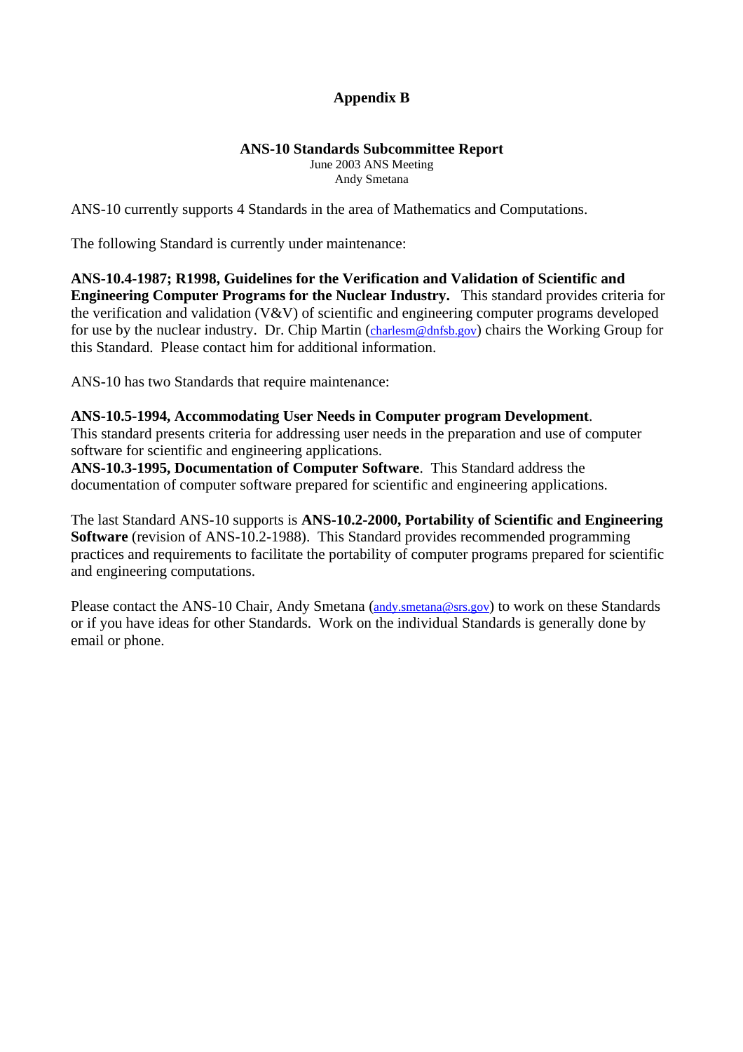# Appendix B

## ANS-10 Standards Subcommittee Report

June 2003 ANS Meeting
Andy Smetana

ANS-10 currently supports 4 Standards in the area of Mathematics and Computations.

The following Standard is currently under maintenance:

**ANS-10.4-1987; R1998, Guidelines for the Verification and Validation of Scientific and Engineering Computer Programs for the Nuclear Industry.** This standard provides criteria for the verification and validation (V&V) of scientific and engineering computer programs developed for use by the nuclear industry. Dr. Chip Martin (charlesm@dnfsb.gov) chairs the Working Group for this Standard. Please contact him for additional information.

ANS-10 has two Standards that require maintenance:

**ANS-10.5-1994, Accommodating User Needs in Computer program Development**. This standard presents criteria for addressing user needs in the preparation and use of computer software for scientific and engineering applications.
**ANS-10.3-1995, Documentation of Computer Software**. This Standard address the documentation of computer software prepared for scientific and engineering applications.

The last Standard ANS-10 supports is **ANS-10.2-2000, Portability of Scientific and Engineering Software** (revision of ANS-10.2-1988). This Standard provides recommended programming practices and requirements to facilitate the portability of computer programs prepared for scientific and engineering computations.

Please contact the ANS-10 Chair, Andy Smetana (andy.smetana@srs.gov) to work on these Standards or if you have ideas for other Standards. Work on the individual Standards is generally done by email or phone.